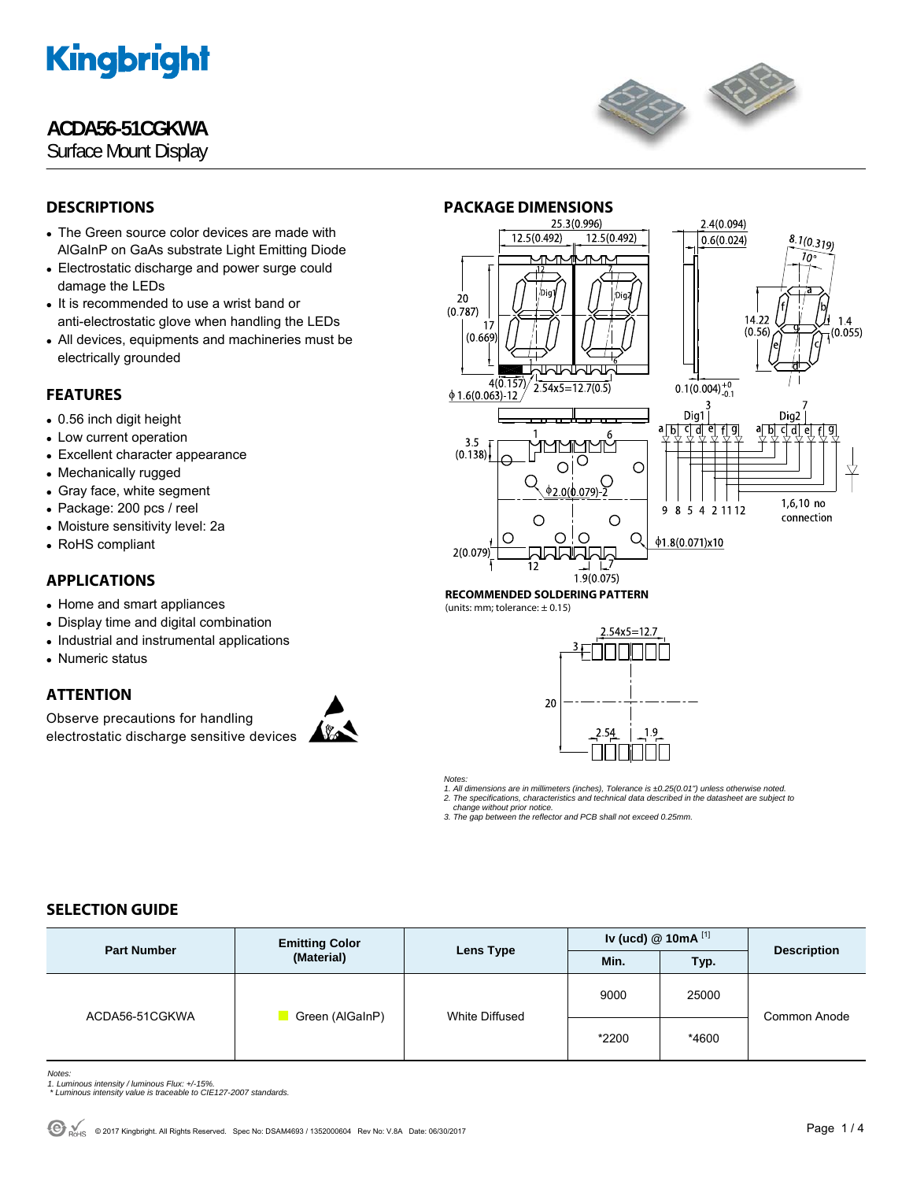# ACDA56-51CGKWA

Surface Mount Display

## DESCRIPTIONS

- The Green source color devices are made with AlGaInP on GaAs substrate Light Emitting Diode
- Electrostatic discharge and power surge could damage the LEDs
- It is recommended to use a wrist band or anti-electrostatic glove when handling the LEDs
- All devices, equipments and machineries must be electrically grounded

## FEATURES

- 0.56 inch digit height
- Low current operation
- Excellent character appearance
- Mechanically rugged
- Gray face, white segment
- Package: 200 pcs / reel
- Moisture sensitivity level: 2a
- RoHS compliant

## APPLICATIONS

- Home and smart appliances
- Display time and digital combination
- Industrial and instrumental applications
- Numeric status

## ATTENTION

Observe precautions for handling electrostatic discharge sensitive devices

## PACKAGE DIMENSIONS

**RECOMMENDED SOLDERING PATTERN**

(units: mm; tolerance: ± 0.15)

*Notes:*
*1. All dimensions are in millimeters (inches), Tolerance is ±0.25(0.01") unless otherwise noted.*
*2. The specifications, characteristics and technical data described in the datasheet are subject to change without prior notice.*
*3. The gap between the reflector and PCB shall not exceed 0.25mm.*

## SELECTION GUIDE

| Part Number | Emitting Color (Material) | Lens Type | Iv (ucd) @ 10mA [1] | | Description |
|---|---|---|---|---|---|
| | | | Min. | Typ. | |
| ACDA56-51CGKWA | Green (AlGaInP) | White Diffused | 9000 | 25000 | Common Anode |
| | | | *2200 | *4600 | |

*Notes:*
*1. Luminous intensity / luminous Flux: +/-15%.*
*\* Luminous intensity value is traceable to CIE127-2007 standards.*

© 2017 Kingbright. All Rights Reserved. Spec No: DSAM4693 / 1352000604 Rev No: V.8A Date: 06/30/2017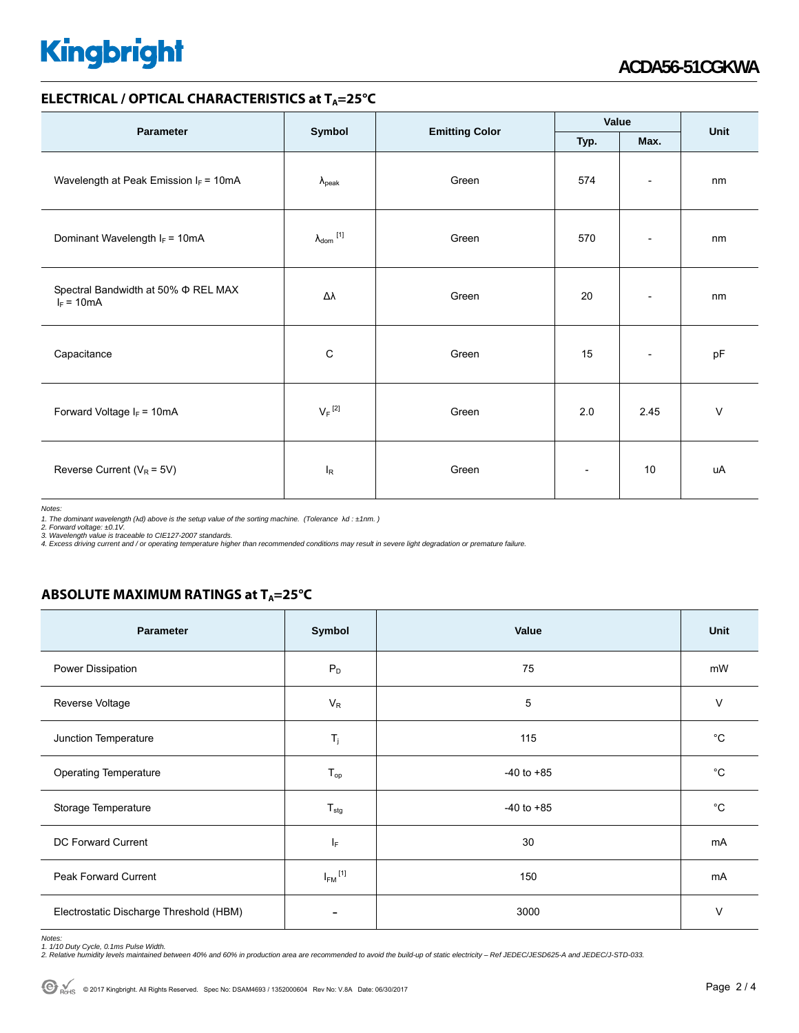## ELECTRICAL / OPTICAL CHARACTERISTICS at $T_A$=25°C

| Parameter | Symbol | Emitting Color | Value | | Unit |
|---|---|---|---|---|---|
| | | | Typ. | Max. | |
| Wavelength at Peak Emission $I_F$ = 10mA | $\lambda_{peak}$ | Green | 574 | - | nm |
| Dominant Wavelength $I_F$ = 10mA | $\lambda_{dom}$ [1] | Green | 570 | - | nm |
| Spectral Bandwidth at 50% Φ REL MAX $I_F$ = 10mA | Δλ | Green | 20 | - | nm |
| Capacitance | C | Green | 15 | - | pF |
| Forward Voltage $I_F$ = 10mA | $V_F$ [2] | Green | 2.0 | 2.45 | V |
| Reverse Current ($V_R$ = 5V) | $I_R$ | Green | - | 10 | uA |

*Notes:*
*1. The dominant wavelength (λd) above is the setup value of the sorting machine. (Tolerance λd : ±1nm. )*
*2. Forward voltage: ±0.1V.*
*3. Wavelength value is traceable to CIE127-2007 standards.*
*4. Excess driving current and / or operating temperature higher than recommended conditions may result in severe light degradation or premature failure.*

## ABSOLUTE MAXIMUM RATINGS at $T_A$=25°C

| Parameter | Symbol | Value | Unit |
|---|---|---|---|
| Power Dissipation | $P_D$ | 75 | mW |
| Reverse Voltage | $V_R$ | 5 | V |
| Junction Temperature | $T_j$ | 115 | °C |
| Operating Temperature | $T_{op}$ | -40 to +85 | °C |
| Storage Temperature | $T_{stg}$ | -40 to +85 | °C |
| DC Forward Current | $I_F$ | 30 | mA |
| Peak Forward Current | $I_{FM}$ [1] | 150 | mA |
| Electrostatic Discharge Threshold (HBM) | - | 3000 | V |

*Notes:*
*1. 1/10 Duty Cycle, 0.1ms Pulse Width.*
*2. Relative humidity levels maintained between 40% and 60% in production area are recommended to avoid the build-up of static electricity – Ref JEDEC/JESD625-A and JEDEC/J-STD-033.*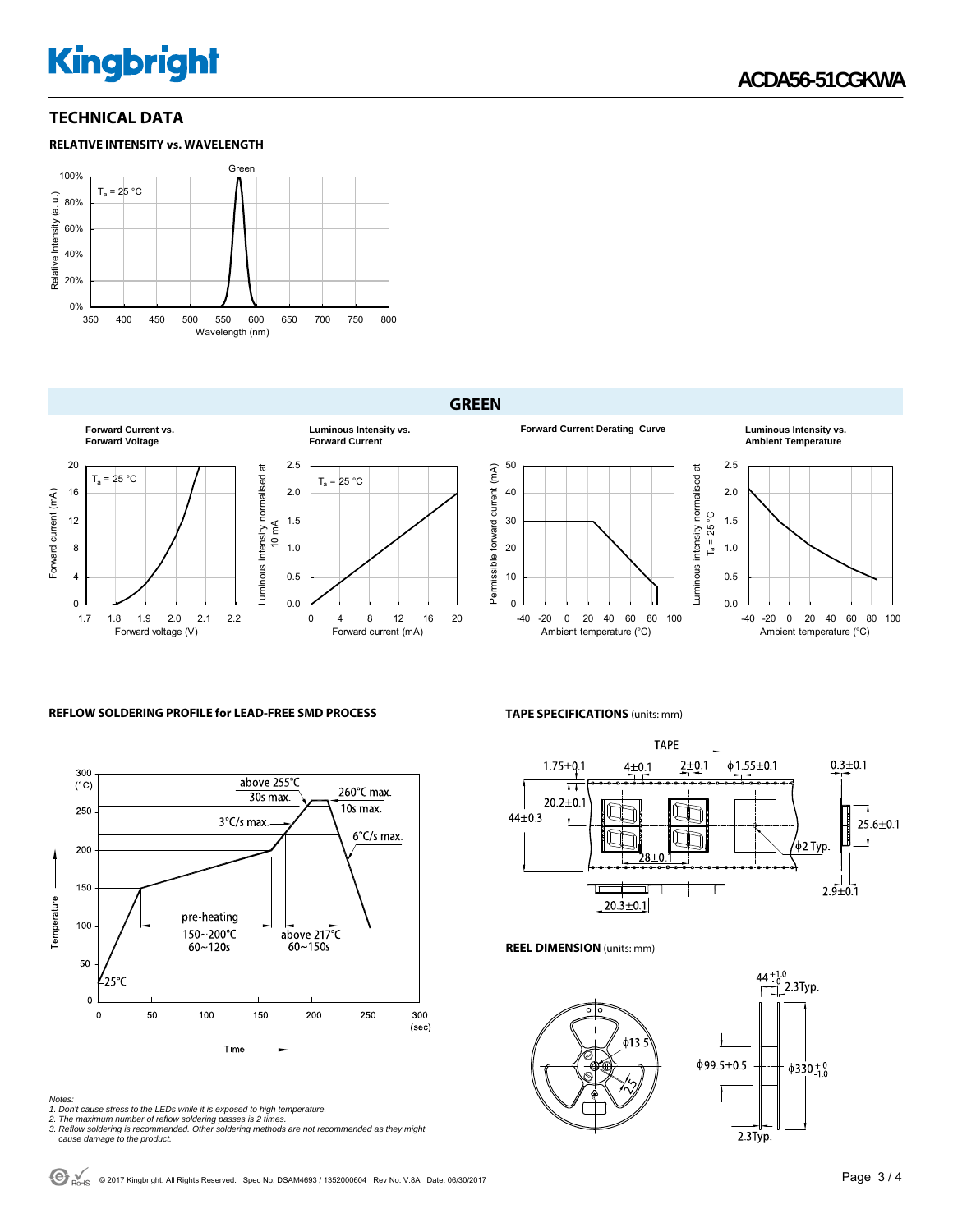## TECHNICAL DATA

### RELATIVE INTENSITY vs. WAVELENGTH

Green

$T_a$ = 25 °C

Relative Intensity (a. u.)

100%
80%
60%
40%
20%
0%

350 400 450 500 550 600 650 700 750 800

Wavelength (nm)

## GREEN

**Forward Current vs. Forward Voltage**

$T_a$ = 25 °C

Forward current (mA): 0 4 8 12 16 20

Forward voltage (V): 1.7 1.8 1.9 2.0 2.1 2.2

**Luminous Intensity vs. Forward Current**

$T_a$ = 25 °C

Luminous intensity normalised at 10 mA: 0.0 0.5 1.0 1.5 2.0 2.5

Forward current (mA): 0 4 8 12 16 20

**Forward Current Derating Curve**

Permissible forward current (mA): 0 10 20 30 40 50

Ambient temperature (°C): -40 -20 0 20 40 60 80 100

**Luminous Intensity vs. Ambient Temperature**

Luminous intensity normalised at $T_a$ = 25 °C: 0.0 0.5 1.0 1.5 2.0 2.5

Ambient temperature (°C): -40 -20 0 20 40 60 80 100

### REFLOW SOLDERING PROFILE for LEAD-FREE SMD PROCESS

Temperature (°C): 0 50 100 150 200 250 300

Time (sec): 0 50 100 150 200 250 300

- above 255°C 30s max.
- 260°C max. 10s max.
- 3°C/s max.
- 6°C/s max.
- pre-heating 150~200°C 60~120s
- above 217°C 60~150s
- 25°C

*Notes:*
*1. Don't cause stress to the LEDs while it is exposed to high temperature.*
*2. The maximum number of reflow soldering passes is 2 times.*
*3. Reflow soldering is recommended. Other soldering methods are not recommended as they might cause damage to the product.*

### TAPE SPECIFICATIONS (units: mm)

TAPE

1.75±0.1, 4±0.1, 2±0.1, ϕ1.55±0.1, 0.3±0.1, 20.2±0.1, 44±0.3, 25.6±0.1, ϕ2 Typ., 28±0.1, 2.9±0.1, 20.3±0.1

### REEL DIMENSION (units: mm)

$44^{+1.0}_{-0}$, 2.3Typ., ϕ13.5, 2.5, ϕ99.5±0.5, $ϕ330^{+0}_{-1.0}$, 2.3Typ.

© 2017 Kingbright. All Rights Reserved. Spec No: DSAM4693 / 1352000604 Rev No: V.8A Date: 06/30/2017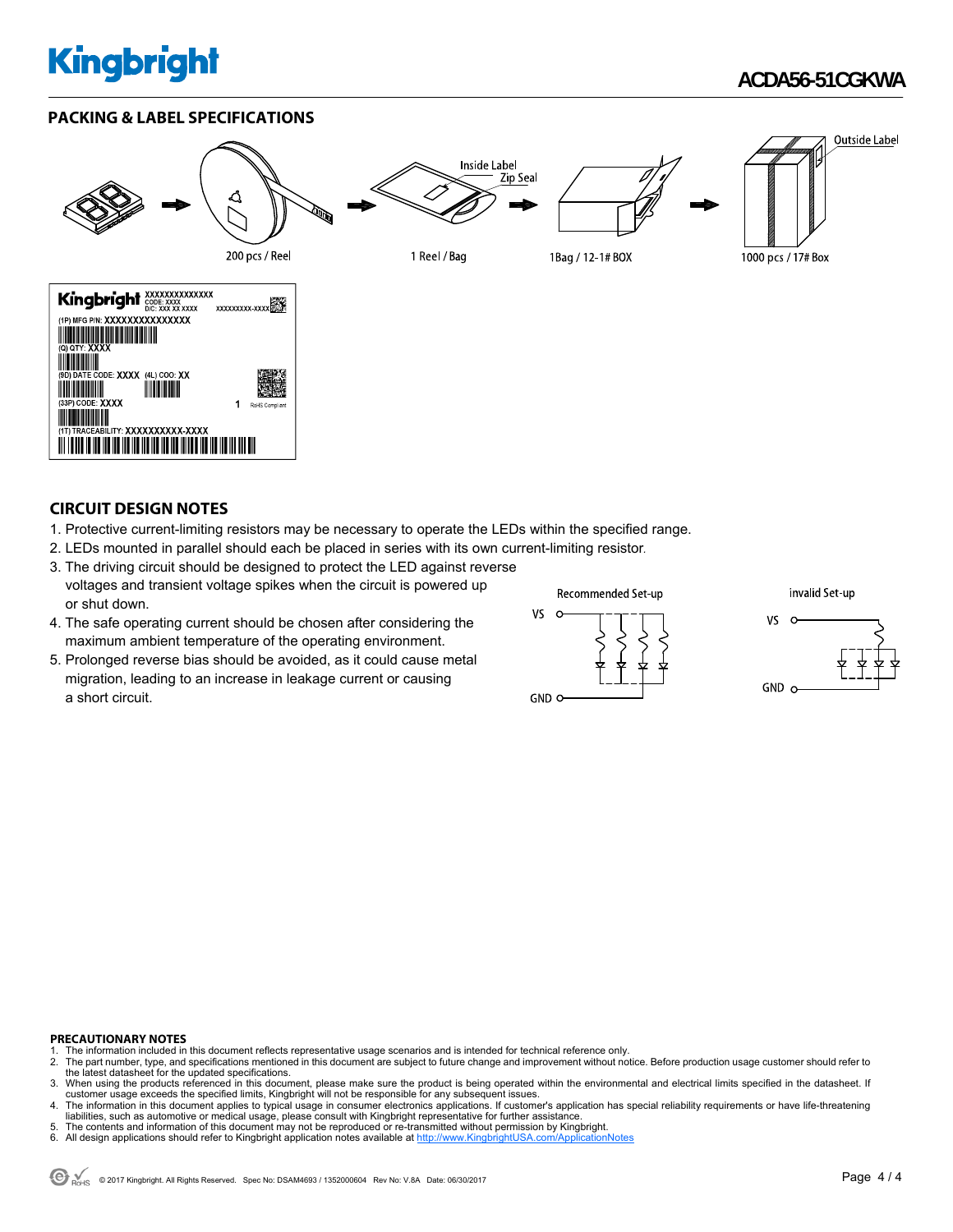## PACKING & LABEL SPECIFICATIONS

200 pcs / Reel

Inside Label

Zip Seal

1 Reel / Bag

1Bag / 12-1# BOX

Outside Label

1000 pcs / 17# Box

Kingbright XXXXXXXXXXXXXX
CODE: XXXX
D/C: XXX XX XXXX
XXXXXXXXX-XXXX
(1P) MFG P/N: XXXXXXXXXXXXXXX
(Q) QTY: XXXX
(9D) DATE CODE: XXXX (4L) COO: XX
(33P) CODE: XXXX
1
RoHS Compliant
(1T) TRACEABILITY: XXXXXXXXXX-XXXX

## CIRCUIT DESIGN NOTES

1. Protective current-limiting resistors may be necessary to operate the LEDs within the specified range.
2. LEDs mounted in parallel should each be placed in series with its own current-limiting resistor.
3. The driving circuit should be designed to protect the LED against reverse voltages and transient voltage spikes when the circuit is powered up or shut down.
4. The safe operating current should be chosen after considering the maximum ambient temperature of the operating environment.
5. Prolonged reverse bias should be avoided, as it could cause metal migration, leading to an increase in leakage current or causing a short circuit.

Recommended Set-up

VS

GND

invalid Set-up

VS

GND

### PRECAUTIONARY NOTES

1. The information included in this document reflects representative usage scenarios and is intended for technical reference only.
2. The part number, type, and specifications mentioned in this document are subject to future change and improvement without notice. Before production usage customer should refer to the latest datasheet for the updated specifications.
3. When using the products referenced in this document, please make sure the product is being operated within the environmental and electrical limits specified in the datasheet. If customer usage exceeds the specified limits, Kingbright will not be responsible for any subsequent issues.
4. The information in this document applies to typical usage in consumer electronics applications. If customer's application has special reliability requirements or have life-threatening liabilities, such as automotive or medical usage, please consult with Kingbright representative for further assistance.
5. The contents and information of this document may not be reproduced or re-transmitted without permission by Kingbright.
6. All design applications should refer to Kingbright application notes available at http://www.KingbrightUSA.com/ApplicationNotes

© 2017 Kingbright. All Rights Reserved. Spec No: DSAM4693 / 1352000604 Rev No: V.8A Date: 06/30/2017